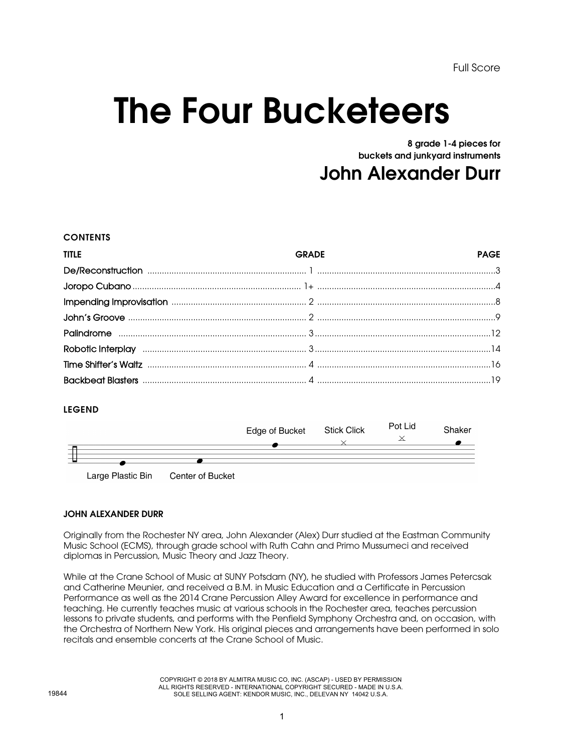Full Score

# The Four Bucketeers

**8 grade 1-4 pieces for buckets and junkyard instruments**

## John Alexander Durr

### CONTENTS

| TITLE | GRADE | PAGE |
| --- | --- | --- |
| De/Reconstruction | 1 | 3 |
| Joropo Cubano | 1+ | 4 |
| Impending Improvisation | 2 | 8 |
| John's Groove | 2 | 9 |
| Palindrome | 3 | 12 |
| Robotic Interplay | 3 | 14 |
| Time Shifter's Waltz | 4 | 16 |
| Backbeat Blasters | 4 | 19 |

### LEGEND

Large Plastic Bin — Center of Bucket — Edge of Bucket — Stick Click — Pot Lid — Shaker

### JOHN ALEXANDER DURR

Originally from the Rochester NY area, John Alexander (Alex) Durr studied at the Eastman Community Music School (ECMS), through grade school with Ruth Cahn and Primo Mussumeci and received diplomas in Percussion, Music Theory and Jazz Theory.

While at the Crane School of Music at SUNY Potsdam (NY), he studied with Professors James Petercsak and Catherine Meunier, and received a B.M. in Music Education and a Certificate in Percussion Performance as well as the 2014 Crane Percussion Alley Award for excellence in performance and teaching. He currently teaches music at various schools in the Rochester area, teaches percussion lessons to private students, and performs with the Penfield Symphony Orchestra and, on occasion, with the Orchestra of Northern New York. His original pieces and arrangements have been performed in solo recitals and ensemble concerts at the Crane School of Music.

COPYRIGHT © 2018 BY ALMITRA MUSIC CO, INC. (ASCAP) - USED BY PERMISSION
ALL RIGHTS RESERVED - INTERNATIONAL COPYRIGHT SECURED - MADE IN U.S.A.
SOLE SELLING AGENT: KENDOR MUSIC, INC., DELEVAN NY 14042 U.S.A.

19844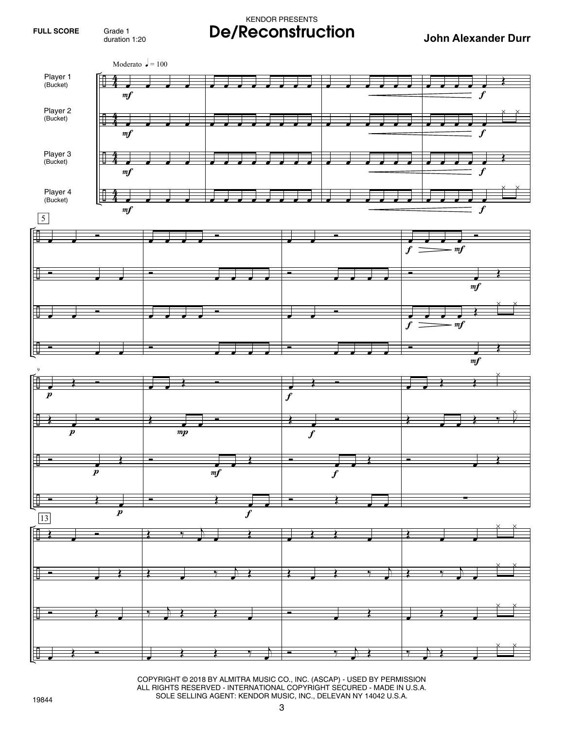FULL SCORE

Grade 1
duration 1:20

KENDOR PRESENTS

# De/Reconstruction

**John Alexander Durr**

Moderato ♩ = 100

Player 1 (Bucket)

Player 2 (Bucket)

Player 3 (Bucket)

Player 4 (Bucket)

COPYRIGHT © 2018 BY ALMITRA MUSIC CO., INC. (ASCAP) - USED BY PERMISSION
ALL RIGHTS RESERVED - INTERNATIONAL COPYRIGHT SECURED - MADE IN U.S.A.
SOLE SELLING AGENT: KENDOR MUSIC, INC., DELEVAN NY 14042 U.S.A.